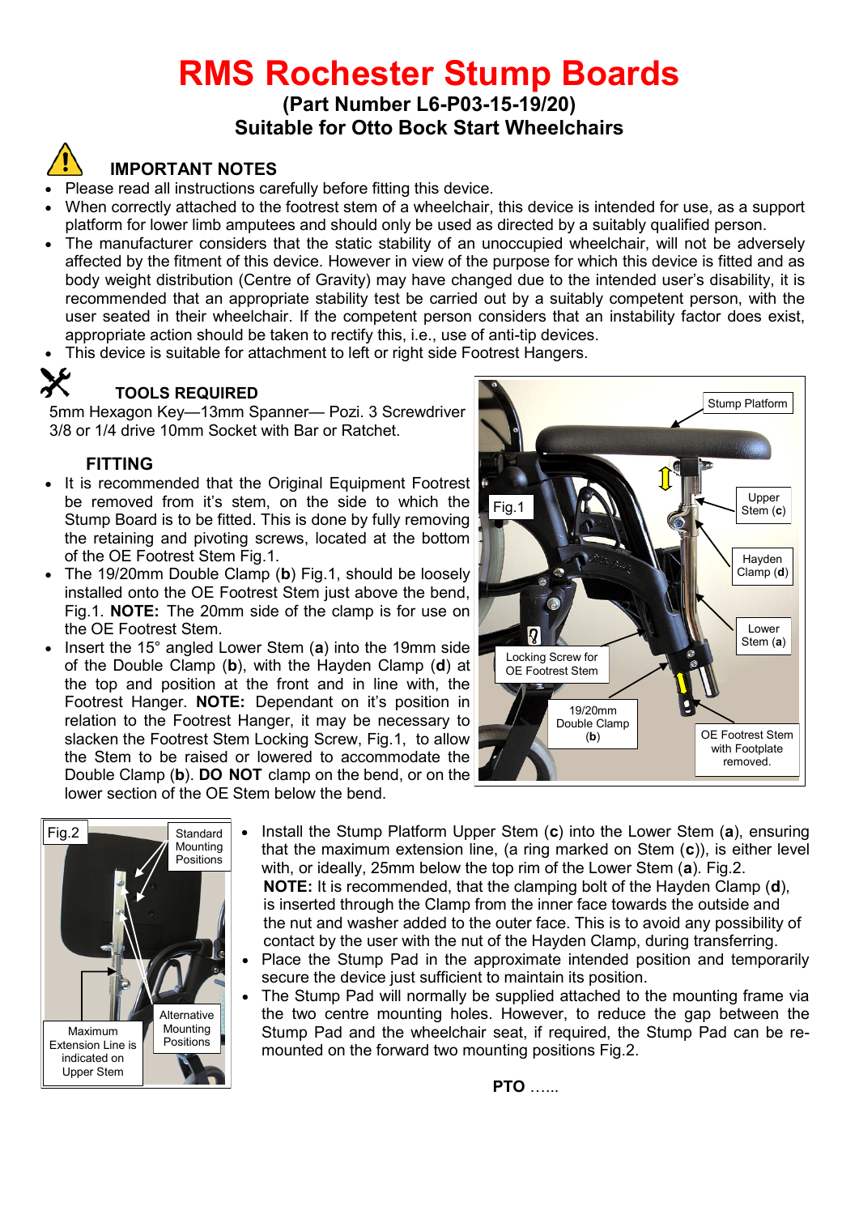# RMS Rochester Stump Boards

**(Part Number L6-P03-15-19/20)**
**Suitable for Otto Bock Start Wheelchairs**

## IMPORTANT NOTES

- Please read all instructions carefully before fitting this device.
- When correctly attached to the footrest stem of a wheelchair, this device is intended for use, as a support platform for lower limb amputees and should only be used as directed by a suitably qualified person.
- The manufacturer considers that the static stability of an unoccupied wheelchair, will not be adversely affected by the fitment of this device. However in view of the purpose for which this device is fitted and as body weight distribution (Centre of Gravity) may have changed due to the intended user's disability, it is recommended that an appropriate stability test be carried out by a suitably competent person, with the user seated in their wheelchair. If the competent person considers that an instability factor does exist, appropriate action should be taken to rectify this, i.e., use of anti-tip devices.
- This device is suitable for attachment to left or right side Footrest Hangers.

## TOOLS REQUIRED

5mm Hexagon Key—13mm Spanner— Pozi. 3 Screwdriver
3/8 or 1/4 drive 10mm Socket with Bar or Ratchet.

## FITTING

- It is recommended that the Original Equipment Footrest be removed from it's stem, on the side to which the Stump Board is to be fitted. This is done by fully removing the retaining and pivoting screws, located at the bottom of the OE Footrest Stem Fig.1.
- The 19/20mm Double Clamp (**b**) Fig.1, should be loosely installed onto the OE Footrest Stem just above the bend, Fig.1. **NOTE:** The 20mm side of the clamp is for use on the OE Footrest Stem.
- Insert the 15° angled Lower Stem (**a**) into the 19mm side of the Double Clamp (**b**), with the Hayden Clamp (**d**) at the top and position at the front and in line with, the Footrest Hanger. **NOTE:** Dependant on it's position in relation to the Footrest Hanger, it may be necessary to slacken the Footrest Stem Locking Screw, Fig.1, to allow the Stem to be raised or lowered to accommodate the Double Clamp (**b**). **DO NOT** clamp on the bend, or on the lower section of the OE Stem below the bend.

Fig.1 — Stump Platform; Upper Stem (**c**); Hayden Clamp (**d**); Lower Stem (**a**); Locking Screw for OE Footrest Stem; 19/20mm Double Clamp (**b**); OE Footrest Stem with Footplate removed.

Fig.2 — Standard Mounting Positions; Alternative Mounting Positions; Maximum Extension Line is indicated on Upper Stem

- Install the Stump Platform Upper Stem (**c**) into the Lower Stem (**a**), ensuring that the maximum extension line, (a ring marked on Stem (**c**)), is either level with, or ideally, 25mm below the top rim of the Lower Stem (**a**). Fig.2.
  **NOTE:** It is recommended, that the clamping bolt of the Hayden Clamp (**d**), is inserted through the Clamp from the inner face towards the outside and the nut and washer added to the outer face. This is to avoid any possibility of contact by the user with the nut of the Hayden Clamp, during transferring.
- Place the Stump Pad in the approximate intended position and temporarily secure the device just sufficient to maintain its position.
- The Stump Pad will normally be supplied attached to the mounting frame via the two centre mounting holes. However, to reduce the gap between the Stump Pad and the wheelchair seat, if required, the Stump Pad can be re-mounted on the forward two mounting positions Fig.2.

**PTO** …...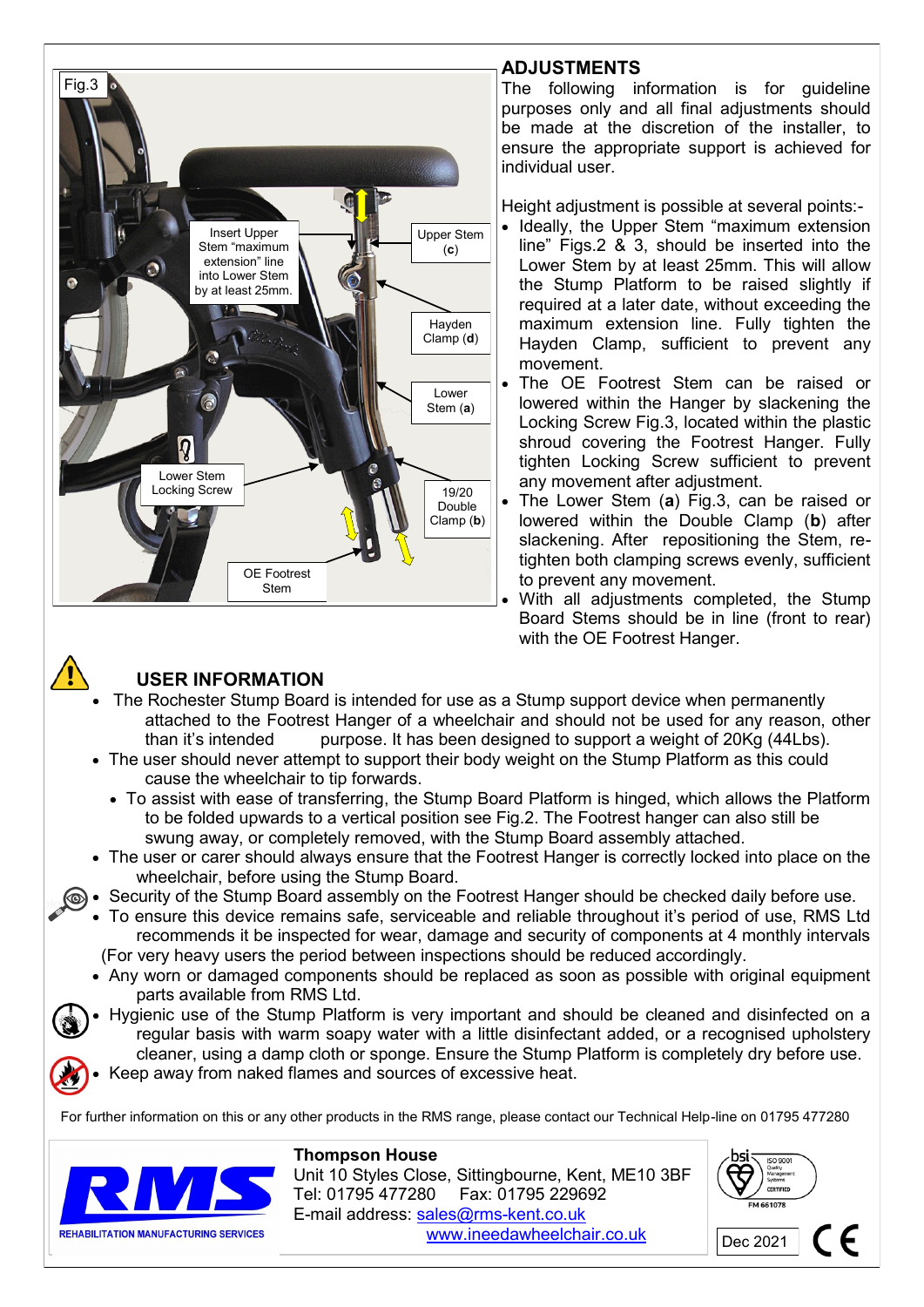Fig.3

Insert Upper Stem "maximum extension" line into Lower Stem by at least 25mm.

Upper Stem (**c**)

Hayden Clamp (**d**)

Lower Stem (**a**)

Lower Stem Locking Screw

19/20 Double Clamp (**b**)

OE Footrest Stem

## ADJUSTMENTS

The following information is for guideline purposes only and all final adjustments should be made at the discretion of the installer, to ensure the appropriate support is achieved for individual user.

Height adjustment is possible at several points:-

- Ideally, the Upper Stem "maximum extension line" Figs.2 & 3, should be inserted into the Lower Stem by at least 25mm. This will allow the Stump Platform to be raised slightly if required at a later date, without exceeding the maximum extension line. Fully tighten the Hayden Clamp, sufficient to prevent any movement.
- The OE Footrest Stem can be raised or lowered within the Hanger by slackening the Locking Screw Fig.3, located within the plastic shroud covering the Footrest Hanger. Fully tighten Locking Screw sufficient to prevent any movement after adjustment.
- The Lower Stem (**a**) Fig.3, can be raised or lowered within the Double Clamp (**b**) after slackening. After repositioning the Stem, re-tighten both clamping screws evenly, sufficient to prevent any movement.
- With all adjustments completed, the Stump Board Stems should be in line (front to rear) with the OE Footrest Hanger.

## USER INFORMATION

- The Rochester Stump Board is intended for use as a Stump support device when permanently attached to the Footrest Hanger of a wheelchair and should not be used for any reason, other than it's intended purpose. It has been designed to support a weight of 20Kg (44Lbs).
- The user should never attempt to support their body weight on the Stump Platform as this could cause the wheelchair to tip forwards.
- To assist with ease of transferring, the Stump Board Platform is hinged, which allows the Platform to be folded upwards to a vertical position see Fig.2. The Footrest hanger can also still be swung away, or completely removed, with the Stump Board assembly attached.
- The user or carer should always ensure that the Footrest Hanger is correctly locked into place on the wheelchair, before using the Stump Board.
- Security of the Stump Board assembly on the Footrest Hanger should be checked daily before use.
- To ensure this device remains safe, serviceable and reliable throughout it's period of use, RMS Ltd recommends it be inspected for wear, damage and security of components at 4 monthly intervals (For very heavy users the period between inspections should be reduced accordingly.
- Any worn or damaged components should be replaced as soon as possible with original equipment parts available from RMS Ltd.
- Hygienic use of the Stump Platform is very important and should be cleaned and disinfected on a regular basis with warm soapy water with a little disinfectant added, or a recognised upholstery cleaner, using a damp cloth or sponge. Ensure the Stump Platform is completely dry before use.
- Keep away from naked flames and sources of excessive heat.

For further information on this or any other products in the RMS range, please contact our Technical Help-line on 01795 477280

RMS
REHABILITATION MANUFACTURING SERVICES

**Thompson House**
Unit 10 Styles Close, Sittingbourne, Kent, ME10 3BF
Tel: 01795 477280 Fax: 01795 229692
E-mail address: sales@rms-kent.co.uk
www.ineedawheelchair.co.uk

bsi ISO 9001 Quality Management Systems CERTIFIED
FM 661078

Dec 2021

CE